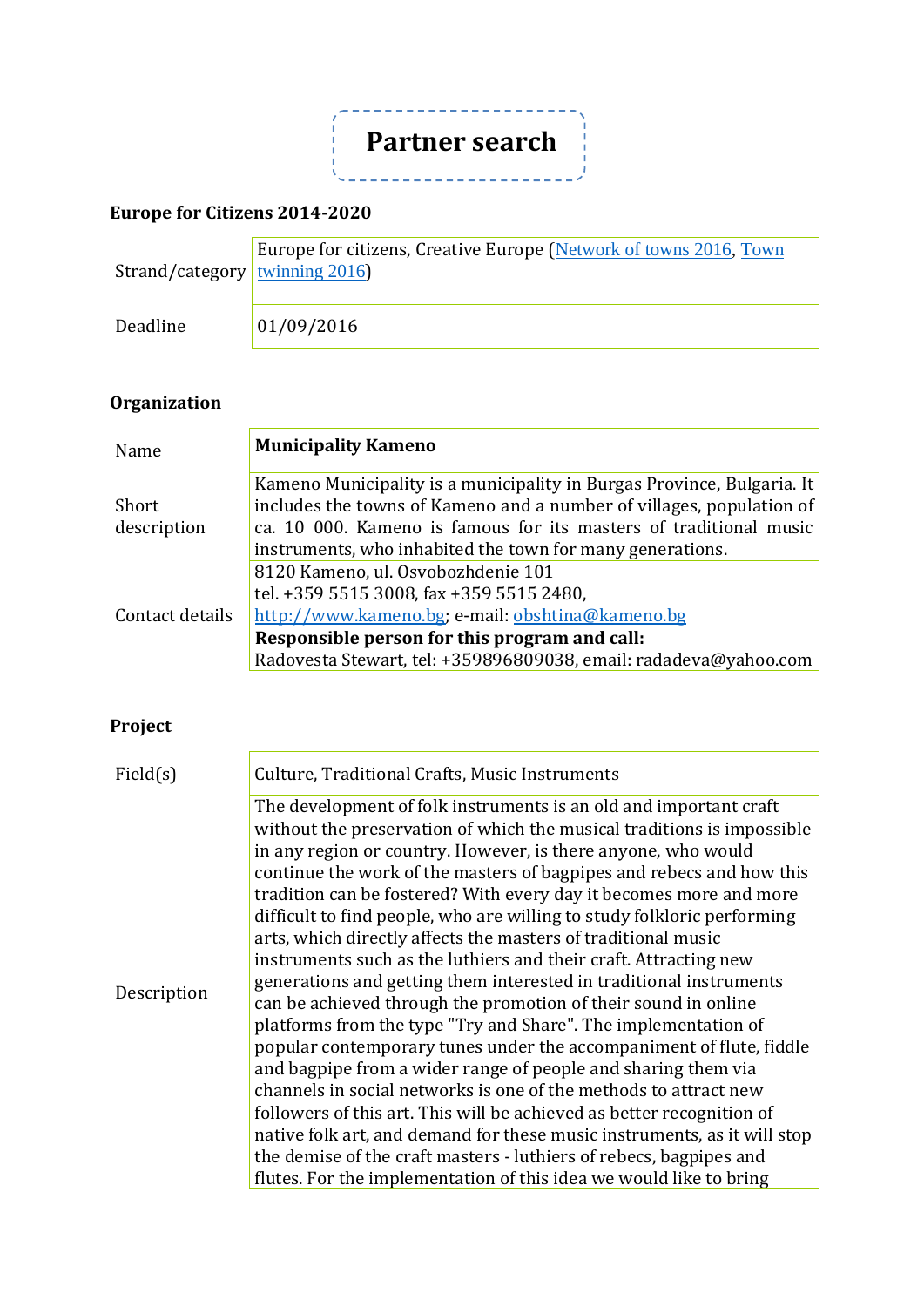# Partner search

## Europe for Citizens 2014-2020

| | |
|---|---|
| Strand/category | Europe for citizens, Creative Europe (Network of towns 2016, Town twinning 2016) |
| Deadline | 01/09/2016 |

## Organization

| | |
|---|---|
| Name | **Municipality Kameno** |
| Short description | Kameno Municipality is a municipality in Burgas Province, Bulgaria. It includes the towns of Kameno and a number of villages, population of ca. 10 000. Kameno is famous for its masters of traditional music instruments, who inhabited the town for many generations. |
| Contact details | 8120 Kameno, ul. Osvobozhdenie 101<br>tel. +359 5515 3008, fax +359 5515 2480,<br>http://www.kameno.bg; e-mail: obshtina@kameno.bg<br>**Responsible person for this program and call:**<br>Radovesta Stewart, tel: +359896809038, email: radadeva@yahoo.com |

## Project

| | |
|---|---|
| Field(s) | Culture, Traditional Crafts, Music Instruments |
| Description | The development of folk instruments is an old and important craft without the preservation of which the musical traditions is impossible in any region or country. However, is there anyone, who would continue the work of the masters of bagpipes and rebecs and how this tradition can be fostered? With every day it becomes more and more difficult to find people, who are willing to study folkloric performing arts, which directly affects the masters of traditional music instruments such as the luthiers and their craft. Attracting new generations and getting them interested in traditional instruments can be achieved through the promotion of their sound in online platforms from the type "Try and Share". The implementation of popular contemporary tunes under the accompaniment of flute, fiddle and bagpipe from a wider range of people and sharing them via channels in social networks is one of the methods to attract new followers of this art. This will be achieved as better recognition of native folk art, and demand for these music instruments, as it will stop the demise of the craft masters - luthiers of rebecs, bagpipes and flutes. For the implementation of this idea we would like to bring |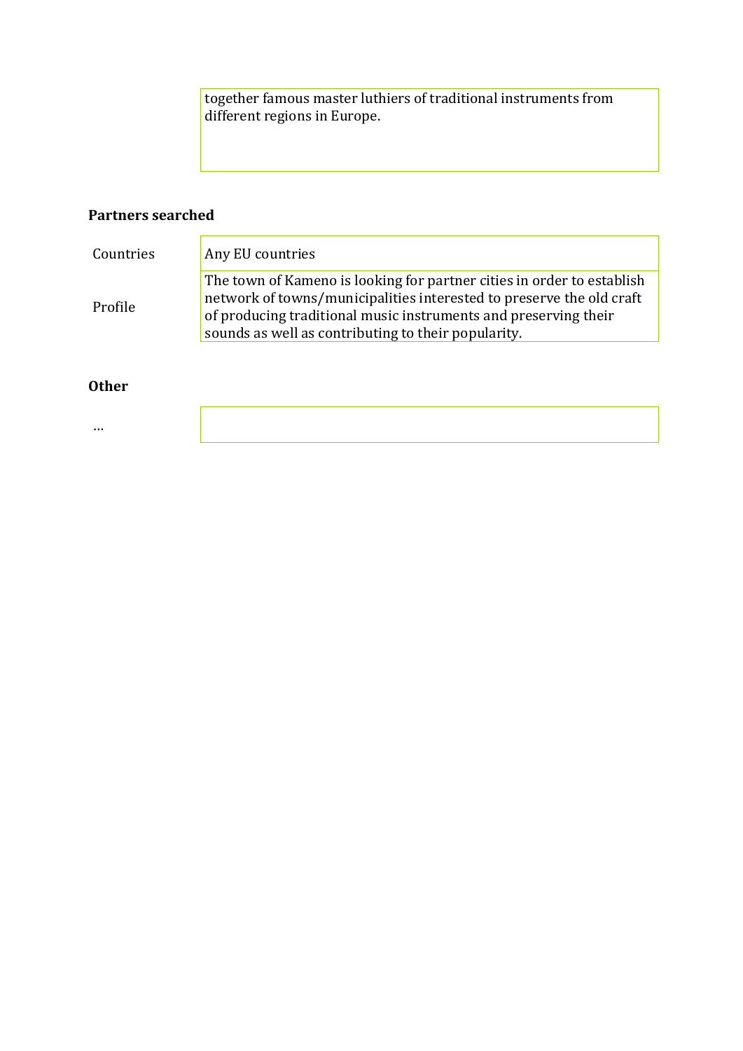| | |
|---|---|
| | together famous master luthiers of traditional instruments from different regions in Europe. |

**Partners searched**

| | |
|---|---|
| Countries | Any EU countries |
| Profile | The town of Kameno is looking for partner cities in order to establish network of towns/municipalities interested to preserve the old craft of producing traditional music instruments and preserving their sounds as well as contributing to their popularity. |

**Other**

| | |
|---|---|
| … | |